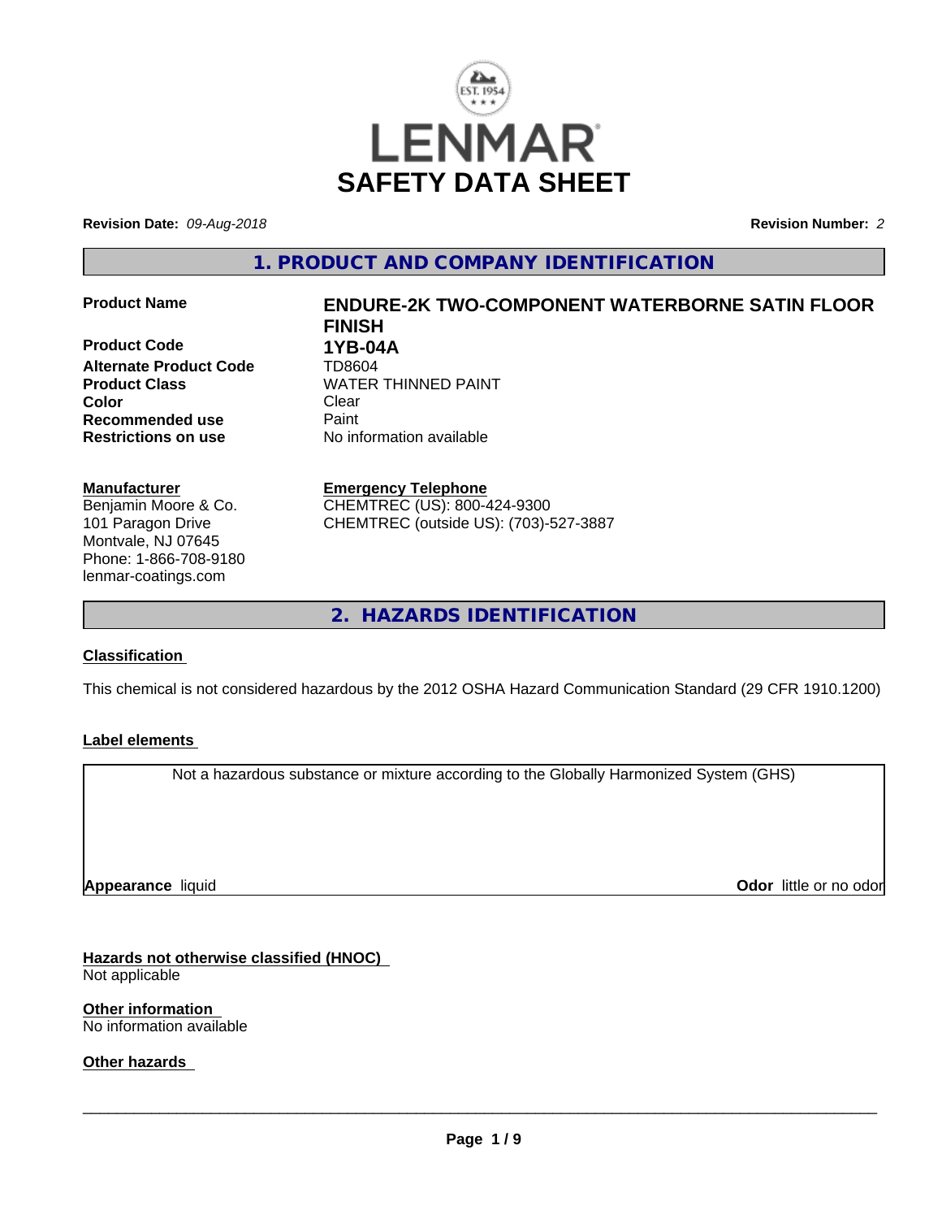LENMAR

# SAFETY DATA SHEET

**Revision Date:** *09-Aug-2018*

**Revision Number:** *2*

## 1. PRODUCT AND COMPANY IDENTIFICATION

| | |
|---|---|
| **Product Name** | **ENDURE-2K TWO-COMPONENT WATERBORNE SATIN FLOOR FINISH** |
| **Product Code** | **1YB-04A** |
| **Alternate Product Code** | TD8604 |
| **Product Class** | WATER THINNED PAINT |
| **Color** | Clear |
| **Recommended use** | Paint |
| **Restrictions on use** | No information available |

**Manufacturer**
Benjamin Moore & Co.
101 Paragon Drive
Montvale, NJ 07645
Phone: 1-866-708-9180
lenmar-coatings.com

**Emergency Telephone**
CHEMTREC (US): 800-424-9300
CHEMTREC (outside US): (703)-527-3887

## 2. HAZARDS IDENTIFICATION

**Classification**

This chemical is not considered hazardous by the 2012 OSHA Hazard Communication Standard (29 CFR 1910.1200)

**Label elements**

Not a hazardous substance or mixture according to the Globally Harmonized System (GHS)

**Appearance** liquid

**Odor** little or no odor

**Hazards not otherwise classified (HNOC)**
Not applicable

**Other information**
No information available

**Other hazards**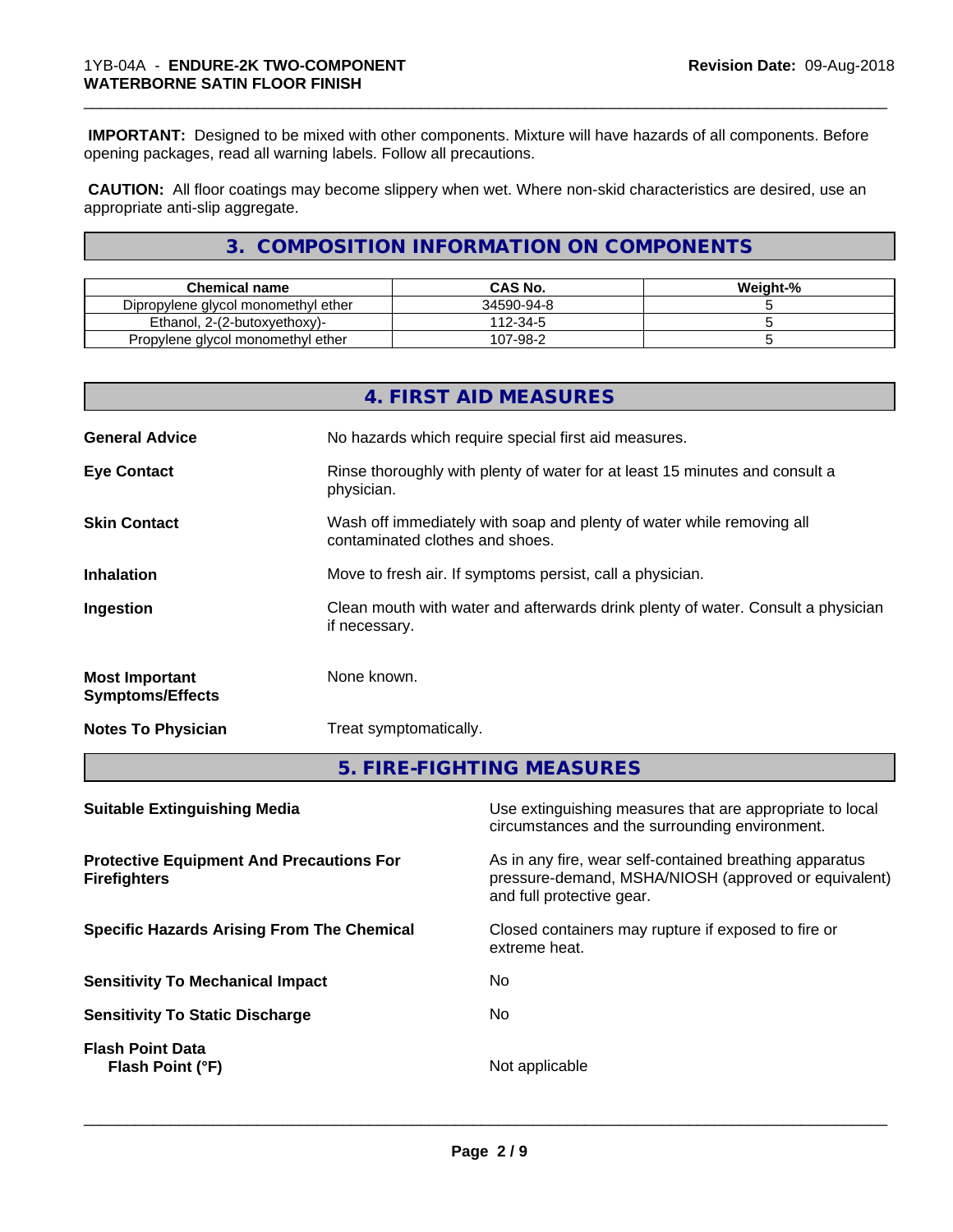**IMPORTANT:** Designed to be mixed with other components. Mixture will have hazards of all components. Before opening packages, read all warning labels. Follow all precautions.

**CAUTION:** All floor coatings may become slippery when wet. Where non-skid characteristics are desired, use an appropriate anti-slip aggregate.

## 3. COMPOSITION INFORMATION ON COMPONENTS

| Chemical name | CAS No. | Weight-% |
|---|---|---|
| Dipropylene glycol monomethyl ether | 34590-94-8 | 5 |
| Ethanol, 2-(2-butoxyethoxy)- | 112-34-5 | 5 |
| Propylene glycol monomethyl ether | 107-98-2 | 5 |

## 4. FIRST AID MEASURES

**General Advice**
No hazards which require special first aid measures.

**Eye Contact**
Rinse thoroughly with plenty of water for at least 15 minutes and consult a physician.

**Skin Contact**
Wash off immediately with soap and plenty of water while removing all contaminated clothes and shoes.

**Inhalation**
Move to fresh air. If symptoms persist, call a physician.

**Ingestion**
Clean mouth with water and afterwards drink plenty of water. Consult a physician if necessary.

**Most Important Symptoms/Effects**
None known.

**Notes To Physician**
Treat symptomatically.

## 5. FIRE-FIGHTING MEASURES

**Suitable Extinguishing Media**
Use extinguishing measures that are appropriate to local circumstances and the surrounding environment.

**Protective Equipment And Precautions For Firefighters**
As in any fire, wear self-contained breathing apparatus pressure-demand, MSHA/NIOSH (approved or equivalent) and full protective gear.

**Specific Hazards Arising From The Chemical**
Closed containers may rupture if exposed to fire or extreme heat.

**Sensitivity To Mechanical Impact**
No

**Sensitivity To Static Discharge**
No

**Flash Point Data**
**Flash Point (°F)**
Not applicable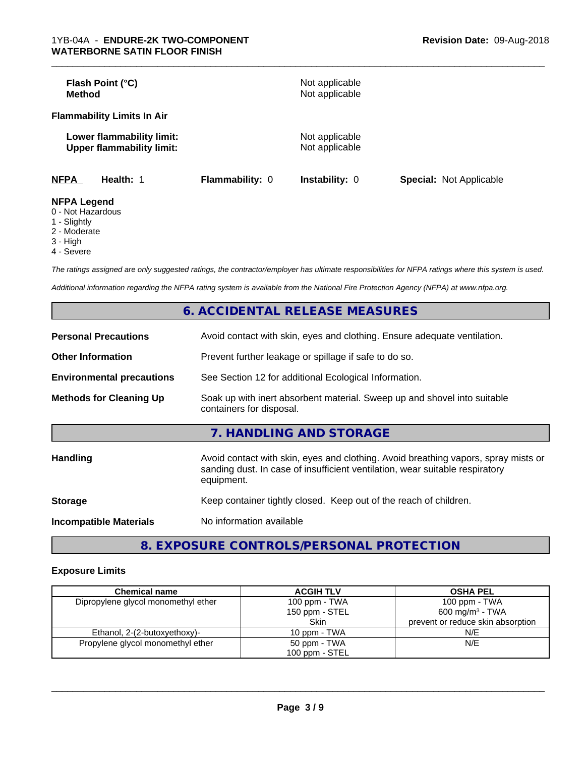| | |
|---|---|
| **Flash Point (°C)** | Not applicable |
| **Method** | Not applicable |

**Flammability Limits In Air**

| | |
|---|---|
| **Lower flammability limit:** | Not applicable |
| **Upper flammability limit:** | Not applicable |

| **NFPA** | **Health:** 1 | **Flammability:** 0 | **Instability:** 0 | **Special:** Not Applicable |
|---|---|---|---|---|

**NFPA Legend**

0 - Not Hazardous
1 - Slightly
2 - Moderate
3 - High
4 - Severe

*The ratings assigned are only suggested ratings, the contractor/employer has ultimate responsibilities for NFPA ratings where this system is used.*

*Additional information regarding the NFPA rating system is available from the National Fire Protection Agency (NFPA) at www.nfpa.org.*

## 6. ACCIDENTAL RELEASE MEASURES

| | |
|---|---|
| **Personal Precautions** | Avoid contact with skin, eyes and clothing. Ensure adequate ventilation. |
| **Other Information** | Prevent further leakage or spillage if safe to do so. |
| **Environmental precautions** | See Section 12 for additional Ecological Information. |
| **Methods for Cleaning Up** | Soak up with inert absorbent material. Sweep up and shovel into suitable containers for disposal. |

## 7. HANDLING AND STORAGE

| | |
|---|---|
| **Handling** | Avoid contact with skin, eyes and clothing. Avoid breathing vapors, spray mists or sanding dust. In case of insufficient ventilation, wear suitable respiratory equipment. |
| **Storage** | Keep container tightly closed. Keep out of the reach of children. |
| **Incompatible Materials** | No information available |

## 8. EXPOSURE CONTROLS/PERSONAL PROTECTION

### Exposure Limits

| Chemical name | ACGIH TLV | OSHA PEL |
|---|---|---|
| Dipropylene glycol monomethyl ether | 100 ppm - TWA<br>150 ppm - STEL<br>Skin | 100 ppm - TWA<br>600 mg/m³ - TWA<br>prevent or reduce skin absorption |
| Ethanol, 2-(2-butoxyethoxy)- | 10 ppm - TWA | N/E |
| Propylene glycol monomethyl ether | 50 ppm - TWA<br>100 ppm - STEL | N/E |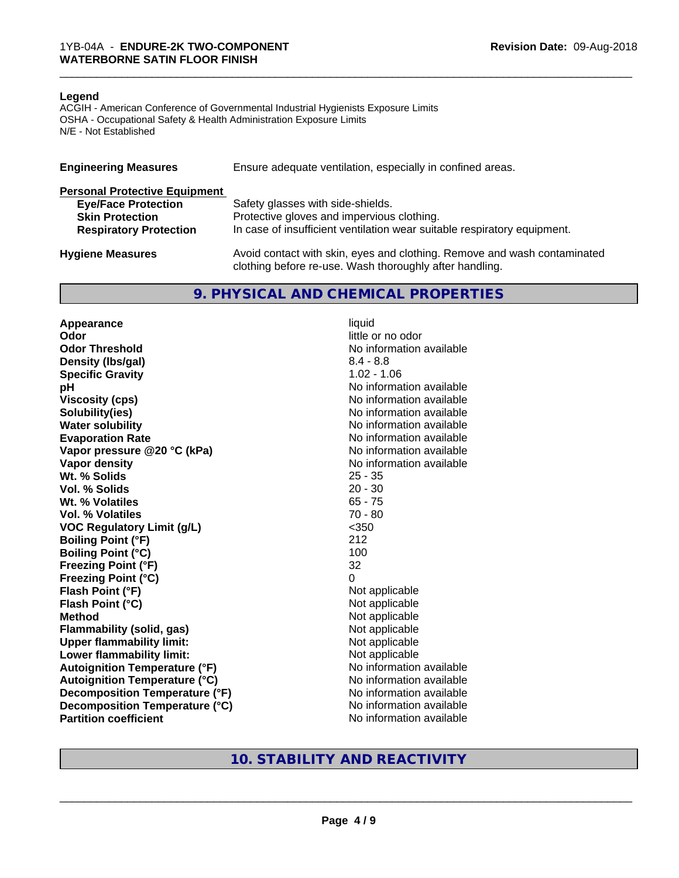**Legend**

ACGIH - American Conference of Governmental Industrial Hygienists Exposure Limits
OSHA - Occupational Safety & Health Administration Exposure Limits
N/E - Not Established

| | |
|---|---|
| **Engineering Measures** | Ensure adequate ventilation, especially in confined areas. |
| **Personal Protective Equipment** | |
| **Eye/Face Protection** | Safety glasses with side-shields. |
| **Skin Protection** | Protective gloves and impervious clothing. |
| **Respiratory Protection** | In case of insufficient ventilation wear suitable respiratory equipment. |
| **Hygiene Measures** | Avoid contact with skin, eyes and clothing. Remove and wash contaminated clothing before re-use. Wash thoroughly after handling. |

## 9. PHYSICAL AND CHEMICAL PROPERTIES

| | |
|---|---|
| **Appearance** | liquid |
| **Odor** | little or no odor |
| **Odor Threshold** | No information available |
| **Density (lbs/gal)** | 8.4 - 8.8 |
| **Specific Gravity** | 1.02 - 1.06 |
| **pH** | No information available |
| **Viscosity (cps)** | No information available |
| **Solubility(ies)** | No information available |
| **Water solubility** | No information available |
| **Evaporation Rate** | No information available |
| **Vapor pressure @20 °C (kPa)** | No information available |
| **Vapor density** | No information available |
| **Wt. % Solids** | 25 - 35 |
| **Vol. % Solids** | 20 - 30 |
| **Wt. % Volatiles** | 65 - 75 |
| **Vol. % Volatiles** | 70 - 80 |
| **VOC Regulatory Limit (g/L)** | <350 |
| **Boiling Point (°F)** | 212 |
| **Boiling Point (°C)** | 100 |
| **Freezing Point (°F)** | 32 |
| **Freezing Point (°C)** | 0 |
| **Flash Point (°F)** | Not applicable |
| **Flash Point (°C)** | Not applicable |
| **Method** | Not applicable |
| **Flammability (solid, gas)** | Not applicable |
| **Upper flammability limit:** | Not applicable |
| **Lower flammability limit:** | Not applicable |
| **Autoignition Temperature (°F)** | No information available |
| **Autoignition Temperature (°C)** | No information available |
| **Decomposition Temperature (°F)** | No information available |
| **Decomposition Temperature (°C)** | No information available |
| **Partition coefficient** | No information available |

## 10. STABILITY AND REACTIVITY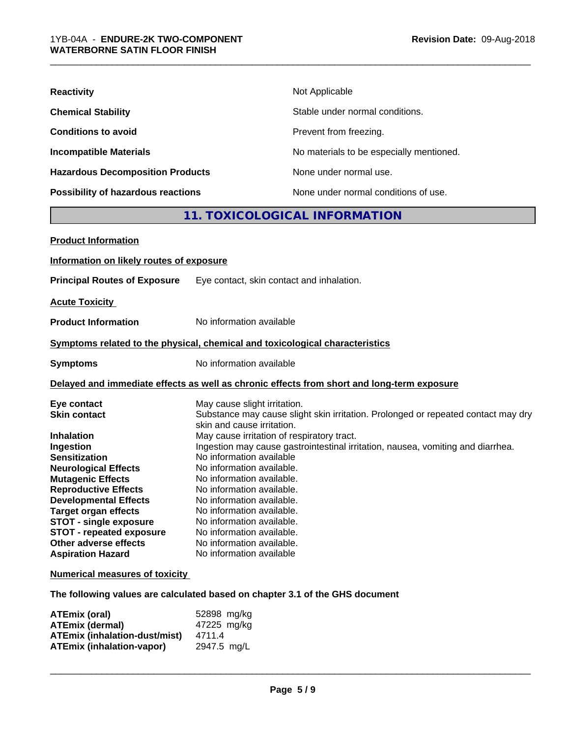| | |
|---|---|
| **Reactivity** | Not Applicable |
| **Chemical Stability** | Stable under normal conditions. |
| **Conditions to avoid** | Prevent from freezing. |
| **Incompatible Materials** | No materials to be especially mentioned. |
| **Hazardous Decomposition Products** | None under normal use. |
| **Possibility of hazardous reactions** | None under normal conditions of use. |

## 11. TOXICOLOGICAL INFORMATION

**Product Information**

**Information on likely routes of exposure**

**Principal Routes of Exposure** Eye contact, skin contact and inhalation.

**Acute Toxicity**

**Product Information** No information available

**Symptoms related to the physical, chemical and toxicological characteristics**

**Symptoms** No information available

**Delayed and immediate effects as well as chronic effects from short and long-term exposure**

| | |
|---|---|
| **Eye contact** | May cause slight irritation. |
| **Skin contact** | Substance may cause slight skin irritation. Prolonged or repeated contact may dry skin and cause irritation. |
| **Inhalation** | May cause irritation of respiratory tract. |
| **Ingestion** | Ingestion may cause gastrointestinal irritation, nausea, vomiting and diarrhea. |
| **Sensitization** | No information available |
| **Neurological Effects** | No information available. |
| **Mutagenic Effects** | No information available. |
| **Reproductive Effects** | No information available. |
| **Developmental Effects** | No information available. |
| **Target organ effects** | No information available. |
| **STOT - single exposure** | No information available. |
| **STOT - repeated exposure** | No information available. |
| **Other adverse effects** | No information available. |
| **Aspiration Hazard** | No information available |

**Numerical measures of toxicity**

**The following values are calculated based on chapter 3.1 of the GHS document**

| | |
|---|---|
| **ATEmix (oral)** | 52898 mg/kg |
| **ATEmix (dermal)** | 47225 mg/kg |
| **ATEmix (inhalation-dust/mist)** | 4711.4 |
| **ATEmix (inhalation-vapor)** | 2947.5 mg/L |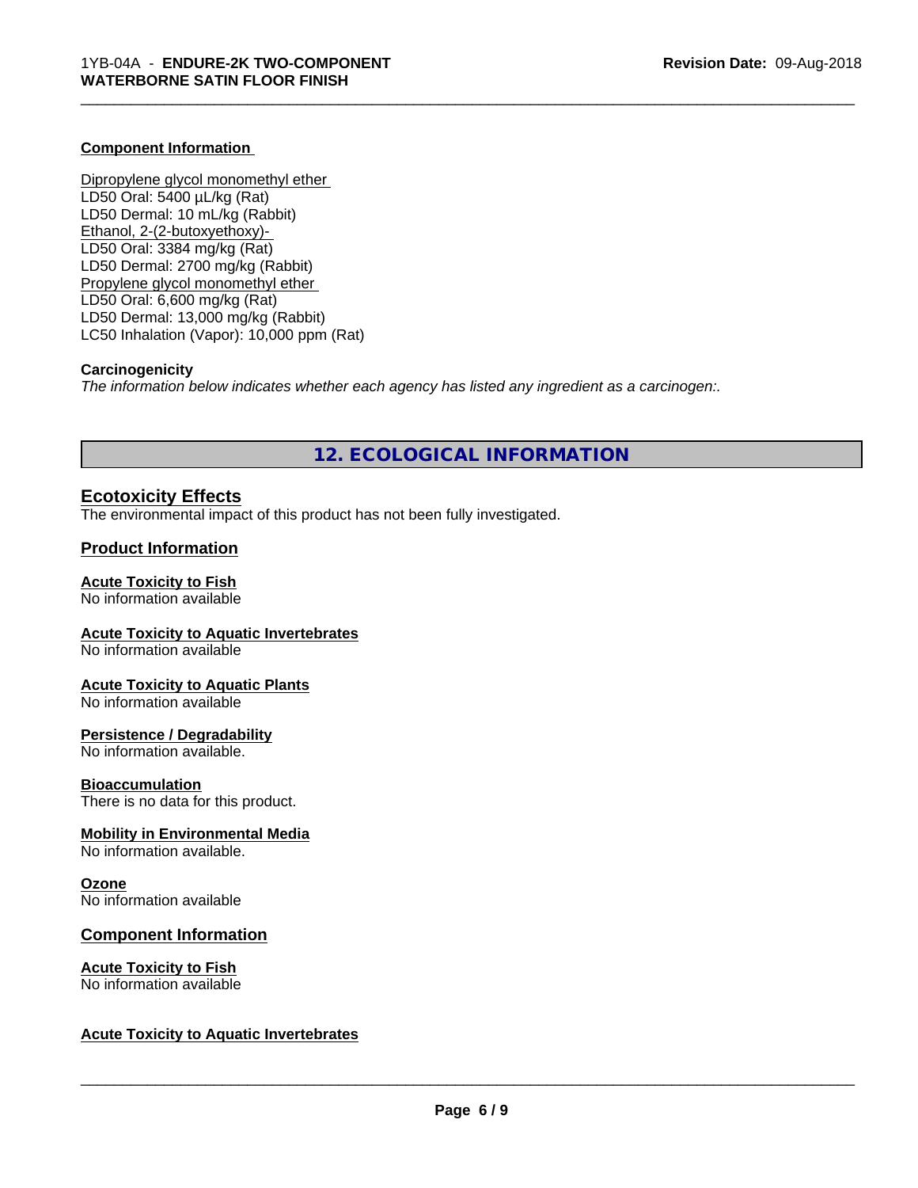#### Component Information

Dipropylene glycol monomethyl ether
LD50 Oral: 5400 µL/kg (Rat)
LD50 Dermal: 10 mL/kg (Rabbit)
Ethanol, 2-(2-butoxyethoxy)-
LD50 Oral: 3384 mg/kg (Rat)
LD50 Dermal: 2700 mg/kg (Rabbit)
Propylene glycol monomethyl ether
LD50 Oral: 6,600 mg/kg (Rat)
LD50 Dermal: 13,000 mg/kg (Rabbit)
LC50 Inhalation (Vapor): 10,000 ppm (Rat)

#### Carcinogenicity

*The information below indicates whether each agency has listed any ingredient as a carcinogen:.*

## 12. ECOLOGICAL INFORMATION

### Ecotoxicity Effects

The environmental impact of this product has not been fully investigated.

### Product Information

#### Acute Toxicity to Fish

No information available

#### Acute Toxicity to Aquatic Invertebrates

No information available

#### Acute Toxicity to Aquatic Plants

No information available

#### Persistence / Degradability

No information available.

#### Bioaccumulation

There is no data for this product.

#### Mobility in Environmental Media

No information available.

#### Ozone

No information available

### Component Information

#### Acute Toxicity to Fish

No information available

#### Acute Toxicity to Aquatic Invertebrates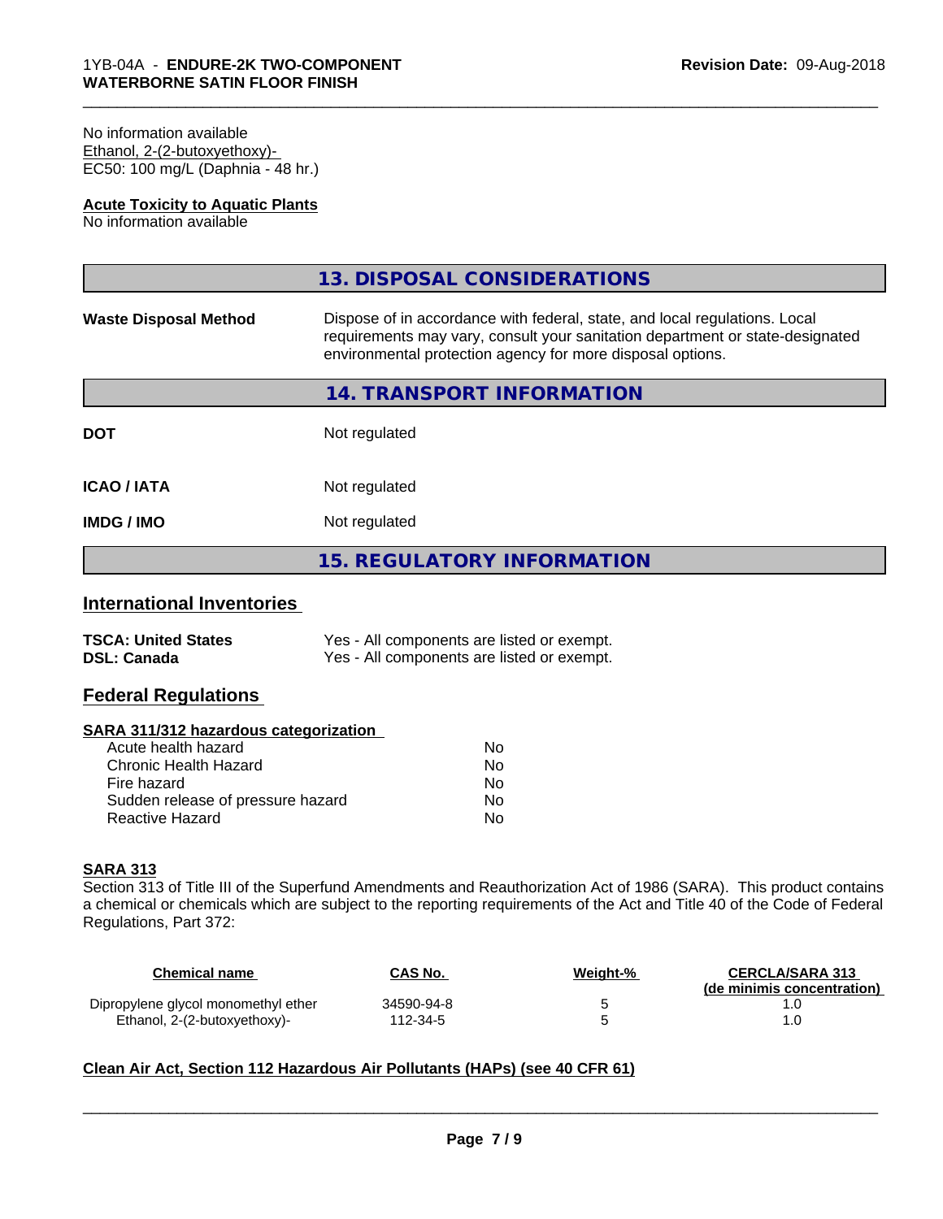No information available
Ethanol, 2-(2-butoxyethoxy)-
EC50: 100 mg/L (Daphnia - 48 hr.)

**Acute Toxicity to Aquatic Plants**
No information available

## 13. DISPOSAL CONSIDERATIONS

**Waste Disposal Method** Dispose of in accordance with federal, state, and local regulations. Local requirements may vary, consult your sanitation department or state-designated environmental protection agency for more disposal options.

## 14. TRANSPORT INFORMATION

| | |
|---|---|
| **DOT** | Not regulated |
| **ICAO / IATA** | Not regulated |
| **IMDG / IMO** | Not regulated |

## 15. REGULATORY INFORMATION

### International Inventories

| | |
|---|---|
| **TSCA: United States** | Yes - All components are listed or exempt. |
| **DSL: Canada** | Yes - All components are listed or exempt. |

### Federal Regulations

**SARA 311/312 hazardous categorization**

| | |
|---|---|
| Acute health hazard | No |
| Chronic Health Hazard | No |
| Fire hazard | No |
| Sudden release of pressure hazard | No |
| Reactive Hazard | No |

**SARA 313**

Section 313 of Title III of the Superfund Amendments and Reauthorization Act of 1986 (SARA). This product contains a chemical or chemicals which are subject to the reporting requirements of the Act and Title 40 of the Code of Federal Regulations, Part 372:

| Chemical name | CAS No. | Weight-% | CERCLA/SARA 313 (de minimis concentration) |
|---|---|---|---|
| Dipropylene glycol monomethyl ether | 34590-94-8 | 5 | 1.0 |
| Ethanol, 2-(2-butoxyethoxy)- | 112-34-5 | 5 | 1.0 |

**Clean Air Act, Section 112 Hazardous Air Pollutants (HAPs) (see 40 CFR 61)**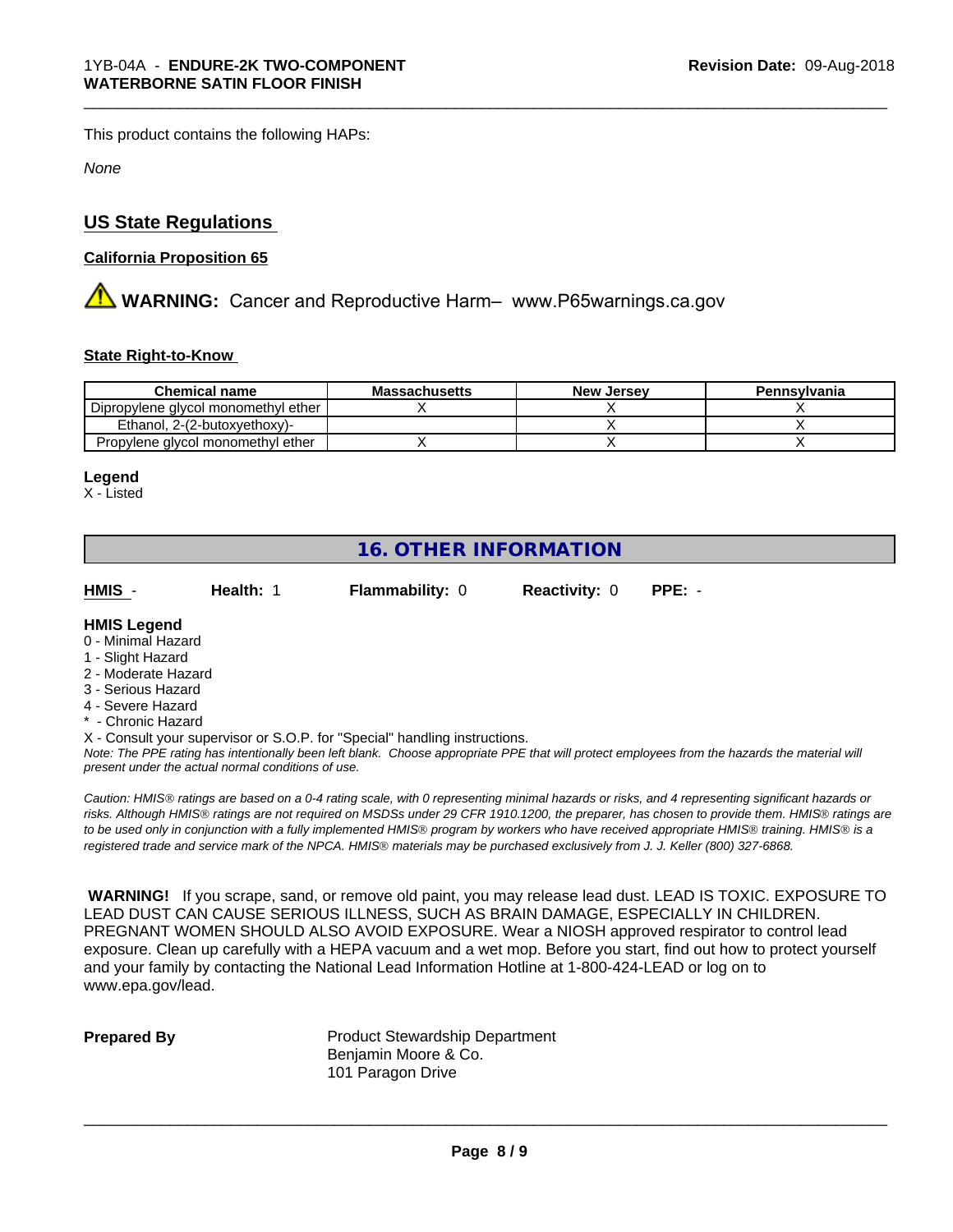This product contains the following HAPs:

*None*

## US State Regulations

**California Proposition 65**

⚠ **WARNING:** Cancer and Reproductive Harm– www.P65warnings.ca.gov

**State Right-to-Know**

| Chemical name | Massachusetts | New Jersey | Pennsylvania |
|---|---|---|---|
| Dipropylene glycol monomethyl ether | X | X | X |
| Ethanol, 2-(2-butoxyethoxy)- | | X | X |
| Propylene glycol monomethyl ether | X | X | X |

**Legend**
X - Listed

## 16. OTHER INFORMATION

**HMIS** - **Health:** 1 **Flammability:** 0 **Reactivity:** 0 **PPE:** -

**HMIS Legend**
0 - Minimal Hazard
1 - Slight Hazard
2 - Moderate Hazard
3 - Serious Hazard
4 - Severe Hazard
* - Chronic Hazard
X - Consult your supervisor or S.O.P. for "Special" handling instructions.

*Note: The PPE rating has intentionally been left blank. Choose appropriate PPE that will protect employees from the hazards the material will present under the actual normal conditions of use.*

*Caution: HMIS® ratings are based on a 0-4 rating scale, with 0 representing minimal hazards or risks, and 4 representing significant hazards or risks. Although HMIS® ratings are not required on MSDSs under 29 CFR 1910.1200, the preparer, has chosen to provide them. HMIS® ratings are to be used only in conjunction with a fully implemented HMIS® program by workers who have received appropriate HMIS® training. HMIS® is a registered trade and service mark of the NPCA. HMIS® materials may be purchased exclusively from J. J. Keller (800) 327-6868.*

**WARNING!** If you scrape, sand, or remove old paint, you may release lead dust. LEAD IS TOXIC. EXPOSURE TO LEAD DUST CAN CAUSE SERIOUS ILLNESS, SUCH AS BRAIN DAMAGE, ESPECIALLY IN CHILDREN. PREGNANT WOMEN SHOULD ALSO AVOID EXPOSURE. Wear a NIOSH approved respirator to control lead exposure. Clean up carefully with a HEPA vacuum and a wet mop. Before you start, find out how to protect yourself and your family by contacting the National Lead Information Hotline at 1-800-424-LEAD or log on to www.epa.gov/lead.

**Prepared By**
Product Stewardship Department
Benjamin Moore & Co.
101 Paragon Drive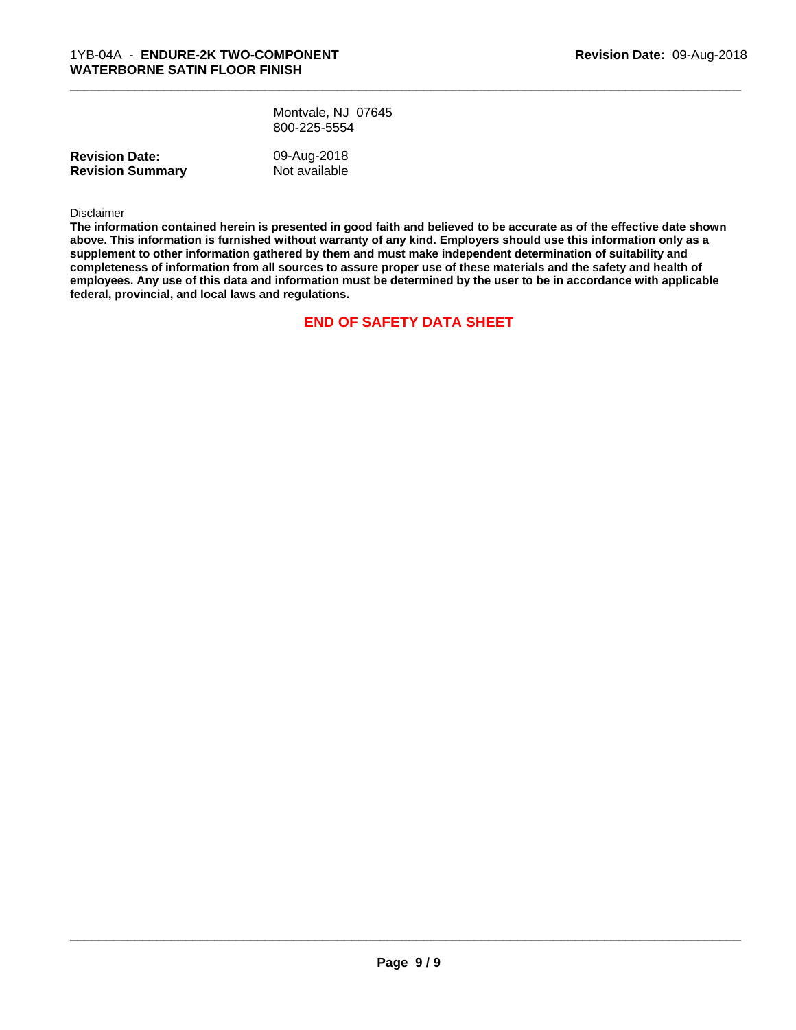Montvale, NJ 07645
800-225-5554

| | |
|---|---|
| **Revision Date:** | 09-Aug-2018 |
| **Revision Summary** | Not available |

Disclaimer

**The information contained herein is presented in good faith and believed to be accurate as of the effective date shown above. This information is furnished without warranty of any kind. Employers should use this information only as a supplement to other information gathered by them and must make independent determination of suitability and completeness of information from all sources to assure proper use of these materials and the safety and health of employees. Any use of this data and information must be determined by the user to be in accordance with applicable federal, provincial, and local laws and regulations.**

**END OF SAFETY DATA SHEET**